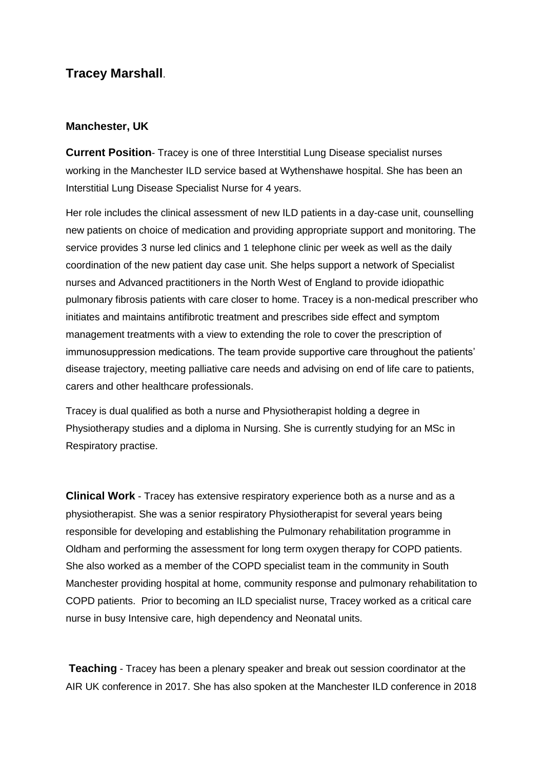# Tracey Marshall.

**Manchester, UK**

**Current Position**- Tracey is one of three Interstitial Lung Disease specialist nurses working in the Manchester ILD service based at Wythenshawe hospital. She has been an Interstitial Lung Disease Specialist Nurse for 4 years.

Her role includes the clinical assessment of new ILD patients in a day-case unit, counselling new patients on choice of medication and providing appropriate support and monitoring. The service provides 3 nurse led clinics and 1 telephone clinic per week as well as the daily coordination of the new patient day case unit. She helps support a network of Specialist nurses and Advanced practitioners in the North West of England to provide idiopathic pulmonary fibrosis patients with care closer to home. Tracey is a non-medical prescriber who initiates and maintains antifibrotic treatment and prescribes side effect and symptom management treatments with a view to extending the role to cover the prescription of immunosuppression medications. The team provide supportive care throughout the patients' disease trajectory, meeting palliative care needs and advising on end of life care to patients, carers and other healthcare professionals.

Tracey is dual qualified as both a nurse and Physiotherapist holding a degree in Physiotherapy studies and a diploma in Nursing. She is currently studying for an MSc in Respiratory practise.

**Clinical Work** - Tracey has extensive respiratory experience both as a nurse and as a physiotherapist. She was a senior respiratory Physiotherapist for several years being responsible for developing and establishing the Pulmonary rehabilitation programme in Oldham and performing the assessment for long term oxygen therapy for COPD patients. She also worked as a member of the COPD specialist team in the community in South Manchester providing hospital at home, community response and pulmonary rehabilitation to COPD patients. Prior to becoming an ILD specialist nurse, Tracey worked as a critical care nurse in busy Intensive care, high dependency and Neonatal units.

**Teaching** - Tracey has been a plenary speaker and break out session coordinator at the AIR UK conference in 2017. She has also spoken at the Manchester ILD conference in 2018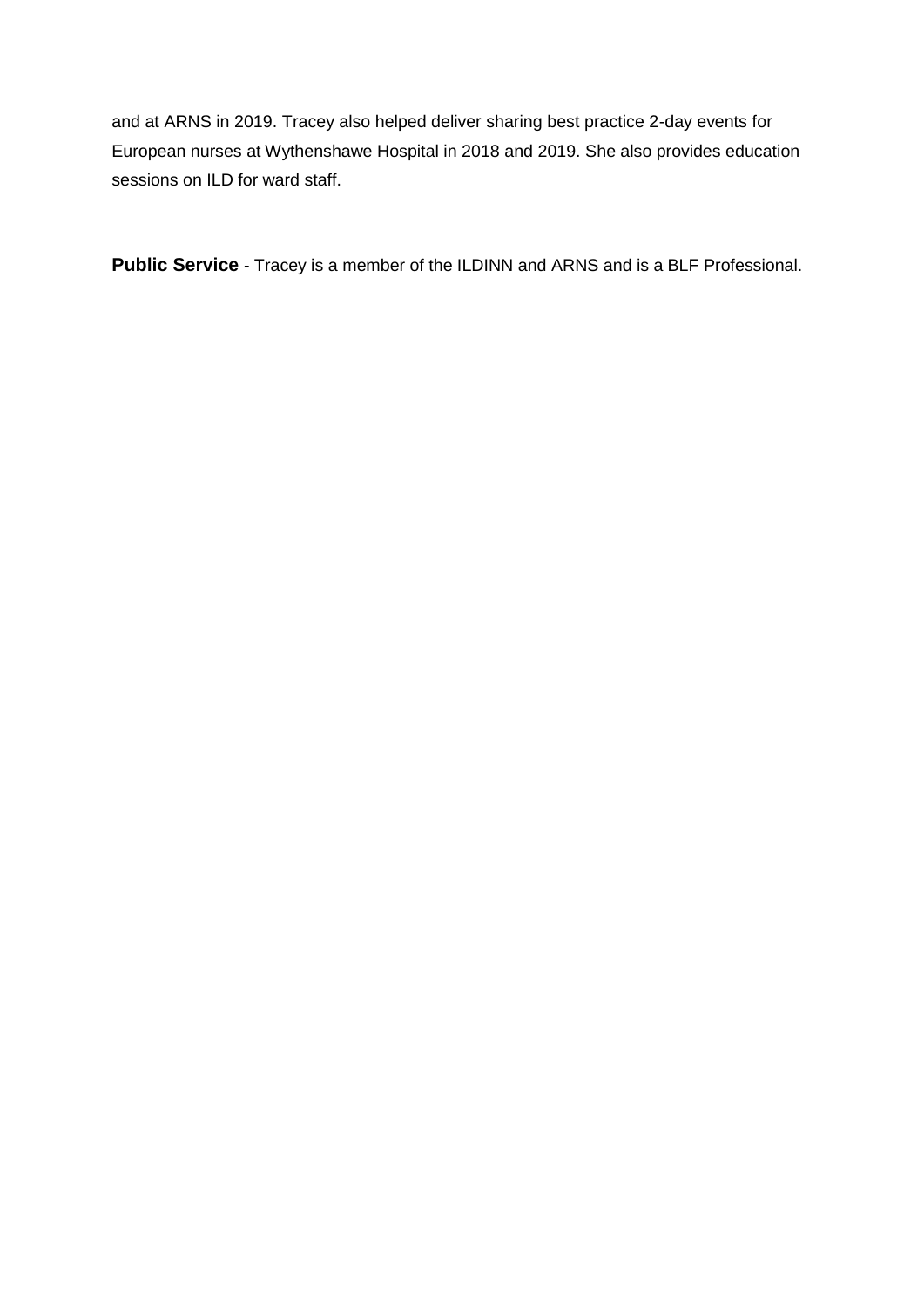and at ARNS in 2019. Tracey also helped deliver sharing best practice 2-day events for European nurses at Wythenshawe Hospital in 2018 and 2019. She also provides education sessions on ILD for ward staff.

**Public Service** - Tracey is a member of the ILDINN and ARNS and is a BLF Professional.